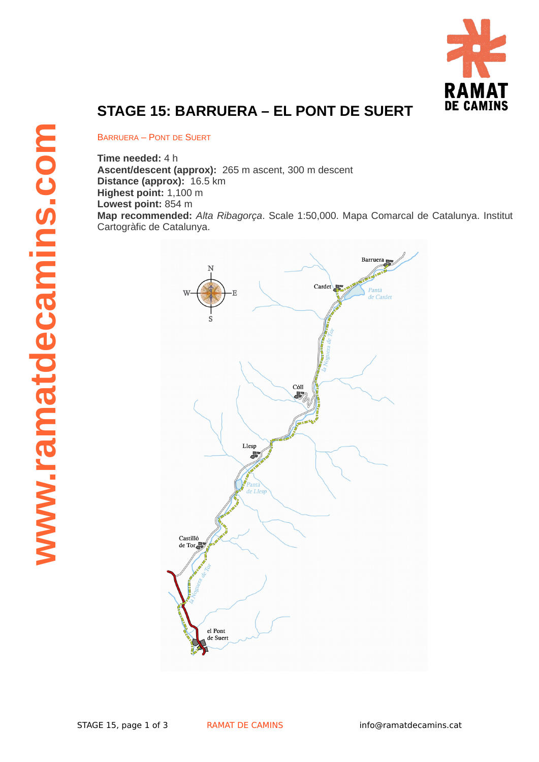# STAGE 15: BARRUERA – EL PONT DE SUERT

BARRUERA – PONT DE SUERT

**Time needed:** 4 h
**Ascent/descent (approx):** 265 m ascent, 300 m descent
**Distance (approx):** 16.5 km
**Highest point:** 1,100 m
**Lowest point:** 854 m
**Map recommended:** *Alta Ribagorça*. Scale 1:50,000. Mapa Comarcal de Catalunya. Institut Cartogràfic de Catalunya.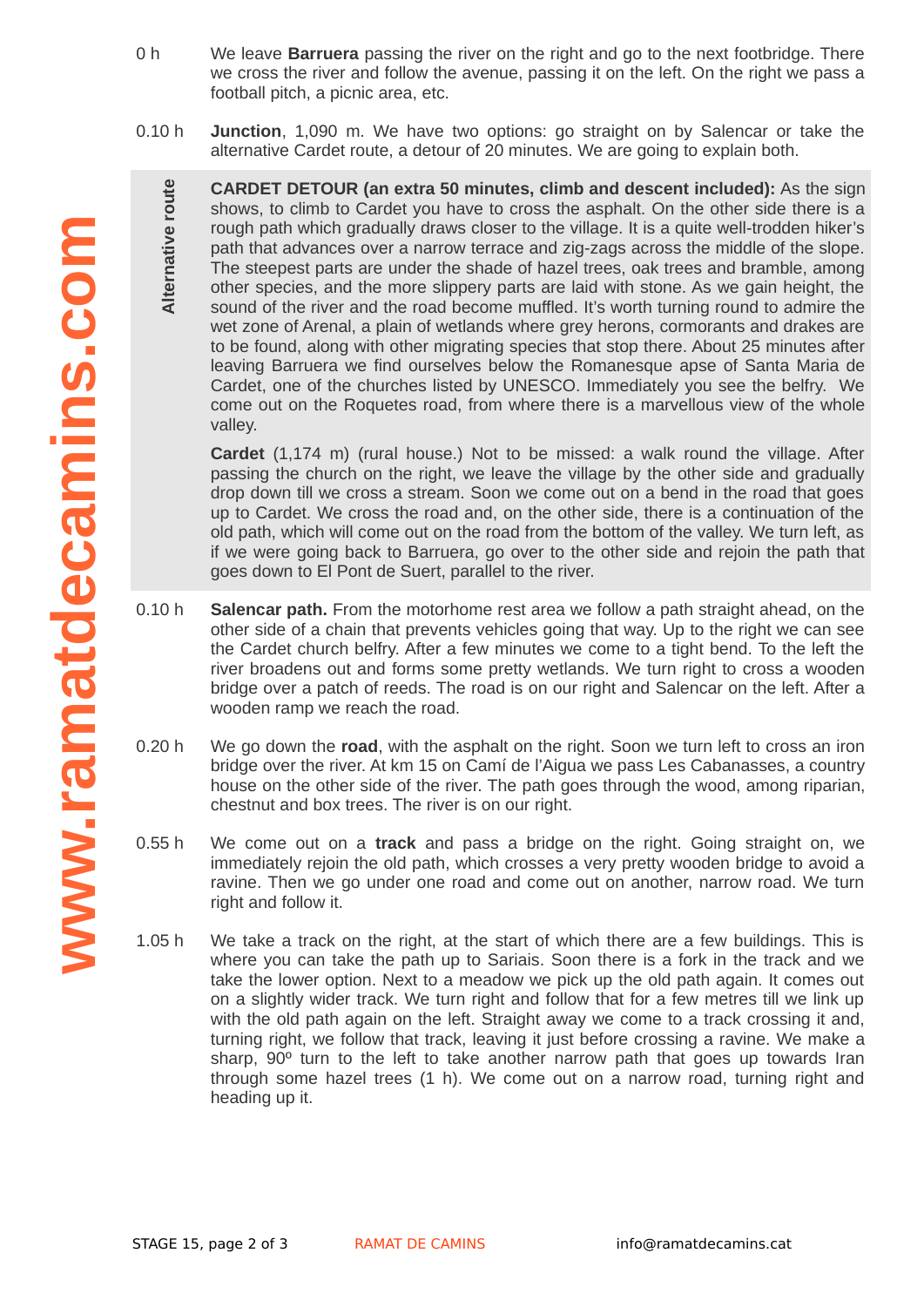0 h — We leave **Barruera** passing the river on the right and go to the next footbridge. There we cross the river and follow the avenue, passing it on the left. On the right we pass a football pitch, a picnic area, etc.

0.10 h — **Junction**, 1,090 m. We have two options: go straight on by Salencar or take the alternative Cardet route, a detour of 20 minutes. We are going to explain both.

**Alternative route**

**CARDET DETOUR (an extra 50 minutes, climb and descent included):** As the sign shows, to climb to Cardet you have to cross the asphalt. On the other side there is a rough path which gradually draws closer to the village. It is a quite well-trodden hiker's path that advances over a narrow terrace and zig-zags across the middle of the slope. The steepest parts are under the shade of hazel trees, oak trees and bramble, among other species, and the more slippery parts are laid with stone. As we gain height, the sound of the river and the road become muffled. It's worth turning round to admire the wet zone of Arenal, a plain of wetlands where grey herons, cormorants and drakes are to be found, along with other migrating species that stop there. About 25 minutes after leaving Barruera we find ourselves below the Romanesque apse of Santa Maria de Cardet, one of the churches listed by UNESCO. Immediately you see the belfry. We come out on the Roquetes road, from where there is a marvellous view of the whole valley.

**Cardet** (1,174 m) (rural house.) Not to be missed: a walk round the village. After passing the church on the right, we leave the village by the other side and gradually drop down till we cross a stream. Soon we come out on a bend in the road that goes up to Cardet. We cross the road and, on the other side, there is a continuation of the old path, which will come out on the road from the bottom of the valley. We turn left, as if we were going back to Barruera, go over to the other side and rejoin the path that goes down to El Pont de Suert, parallel to the river.

0.10 h — **Salencar path.** From the motorhome rest area we follow a path straight ahead, on the other side of a chain that prevents vehicles going that way. Up to the right we can see the Cardet church belfry. After a few minutes we come to a tight bend. To the left the river broadens out and forms some pretty wetlands. We turn right to cross a wooden bridge over a patch of reeds. The road is on our right and Salencar on the left. After a wooden ramp we reach the road.

0.20 h — We go down the **road**, with the asphalt on the right. Soon we turn left to cross an iron bridge over the river. At km 15 on Camí de l'Aigua we pass Les Cabanasses, a country house on the other side of the river. The path goes through the wood, among riparian, chestnut and box trees. The river is on our right.

0.55 h — We come out on a **track** and pass a bridge on the right. Going straight on, we immediately rejoin the old path, which crosses a very pretty wooden bridge to avoid a ravine. Then we go under one road and come out on another, narrow road. We turn right and follow it.

1.05 h — We take a track on the right, at the start of which there are a few buildings. This is where you can take the path up to Sariais. Soon there is a fork in the track and we take the lower option. Next to a meadow we pick up the old path again. It comes out on a slightly wider track. We turn right and follow that for a few metres till we link up with the old path again on the left. Straight away we come to a track crossing it and, turning right, we follow that track, leaving it just before crossing a ravine. We make a sharp, 90º turn to the left to take another narrow path that goes up towards Iran through some hazel trees (1 h). We come out on a narrow road, turning right and heading up it.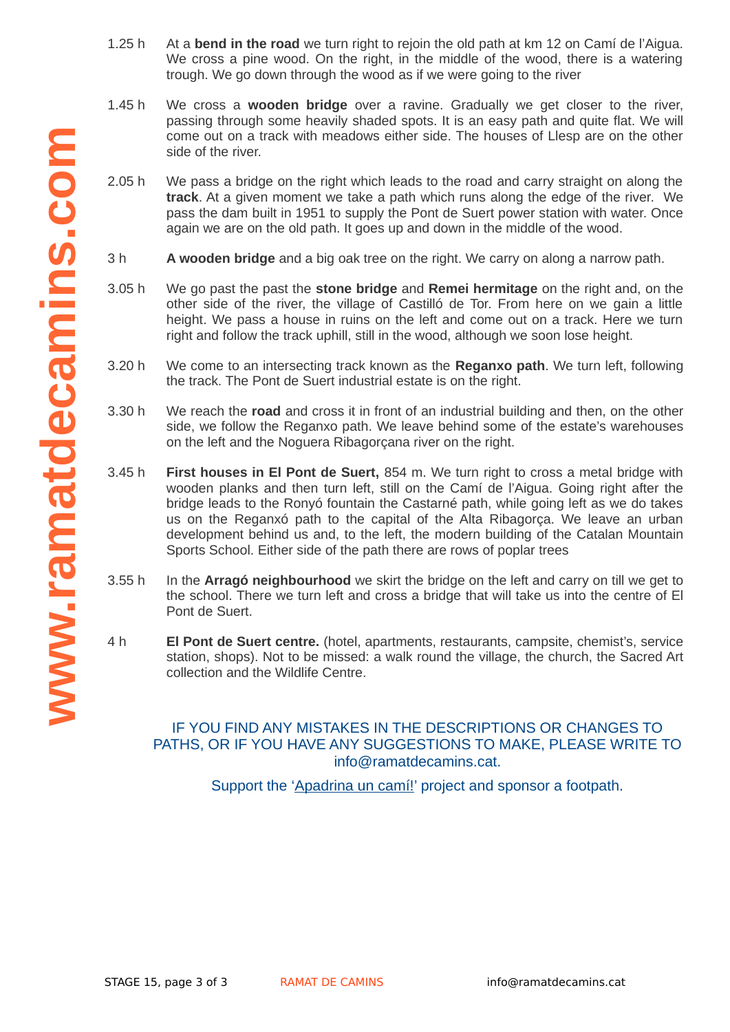1.25 h At a **bend in the road** we turn right to rejoin the old path at km 12 on Camí de l'Aigua. We cross a pine wood. On the right, in the middle of the wood, there is a watering trough. We go down through the wood as if we were going to the river

1.45 h We cross a **wooden bridge** over a ravine. Gradually we get closer to the river, passing through some heavily shaded spots. It is an easy path and quite flat. We will come out on a track with meadows either side. The houses of Llesp are on the other side of the river.

2.05 h We pass a bridge on the right which leads to the road and carry straight on along the **track**. At a given moment we take a path which runs along the edge of the river. We pass the dam built in 1951 to supply the Pont de Suert power station with water. Once again we are on the old path. It goes up and down in the middle of the wood.

3 h **A wooden bridge** and a big oak tree on the right. We carry on along a narrow path.

3.05 h We go past the past the **stone bridge** and **Remei hermitage** on the right and, on the other side of the river, the village of Castilló de Tor. From here on we gain a little height. We pass a house in ruins on the left and come out on a track. Here we turn right and follow the track uphill, still in the wood, although we soon lose height.

3.20 h We come to an intersecting track known as the **Reganxo path**. We turn left, following the track. The Pont de Suert industrial estate is on the right.

3.30 h We reach the **road** and cross it in front of an industrial building and then, on the other side, we follow the Reganxo path. We leave behind some of the estate's warehouses on the left and the Noguera Ribagorçana river on the right.

3.45 h **First houses in El Pont de Suert,** 854 m. We turn right to cross a metal bridge with wooden planks and then turn left, still on the Camí de l'Aigua. Going right after the bridge leads to the Ronyó fountain the Castarné path, while going left as we do takes us on the Reganxó path to the capital of the Alta Ribagorça. We leave an urban development behind us and, to the left, the modern building of the Catalan Mountain Sports School. Either side of the path there are rows of poplar trees

3.55 h In the **Arragó neighbourhood** we skirt the bridge on the left and carry on till we get to the school. There we turn left and cross a bridge that will take us into the centre of El Pont de Suert.

4 h **El Pont de Suert centre.** (hotel, apartments, restaurants, campsite, chemist's, service station, shops). Not to be missed: a walk round the village, the church, the Sacred Art collection and the Wildlife Centre.

IF YOU FIND ANY MISTAKES IN THE DESCRIPTIONS OR CHANGES TO PATHS, OR IF YOU HAVE ANY SUGGESTIONS TO MAKE, PLEASE WRITE TO info@ramatdecamins.cat.

Support the 'Apadrina un camí!' project and sponsor a footpath.